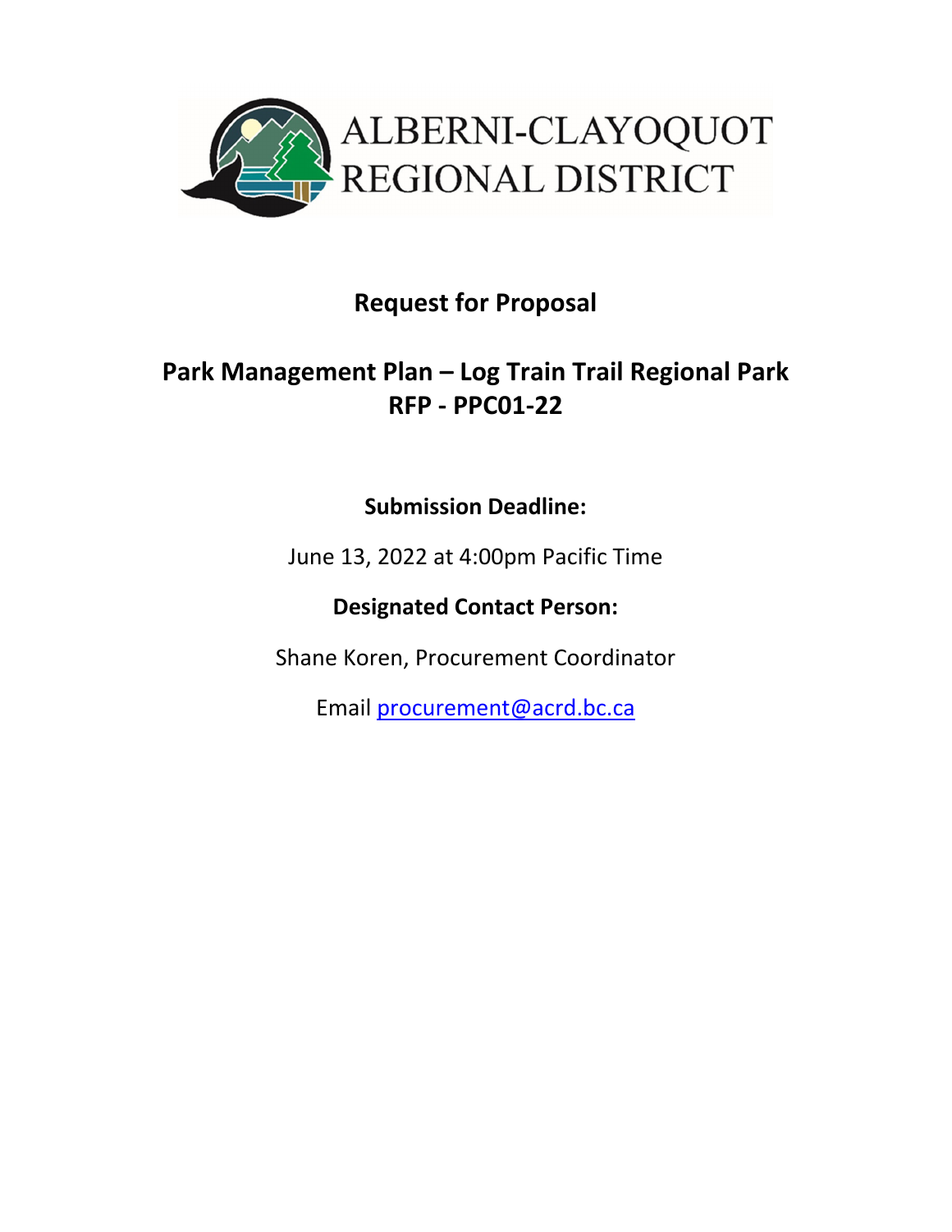ALBERNI-CLAYOQUOT REGIONAL DISTRICT

# Request for Proposal

## Park Management Plan – Log Train Trail Regional Park
## RFP - PPC01-22

**Submission Deadline:**

June 13, 2022 at 4:00pm Pacific Time

**Designated Contact Person:**

Shane Koren, Procurement Coordinator

Email procurement@acrd.bc.ca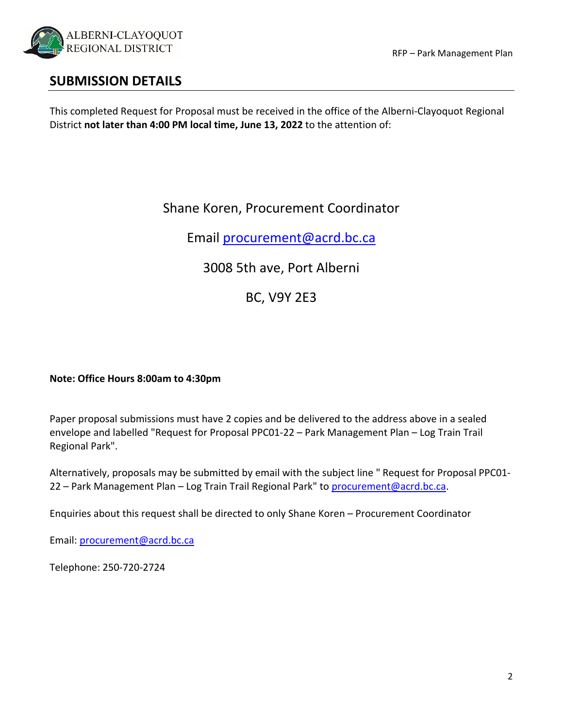## SUBMISSION DETAILS

This completed Request for Proposal must be received in the office of the Alberni-Clayoquot Regional District **not later than 4:00 PM local time, June 13, 2022** to the attention of:

Shane Koren, Procurement Coordinator

Email procurement@acrd.bc.ca

3008 5th ave, Port Alberni

BC, V9Y 2E3

**Note: Office Hours 8:00am to 4:30pm**

Paper proposal submissions must have 2 copies and be delivered to the address above in a sealed envelope and labelled "Request for Proposal PPC01-22 – Park Management Plan – Log Train Trail Regional Park".

Alternatively, proposals may be submitted by email with the subject line " Request for Proposal PPC01-22 – Park Management Plan – Log Train Trail Regional Park" to procurement@acrd.bc.ca.

Enquiries about this request shall be directed to only Shane Koren – Procurement Coordinator

Email: procurement@acrd.bc.ca

Telephone: 250-720-2724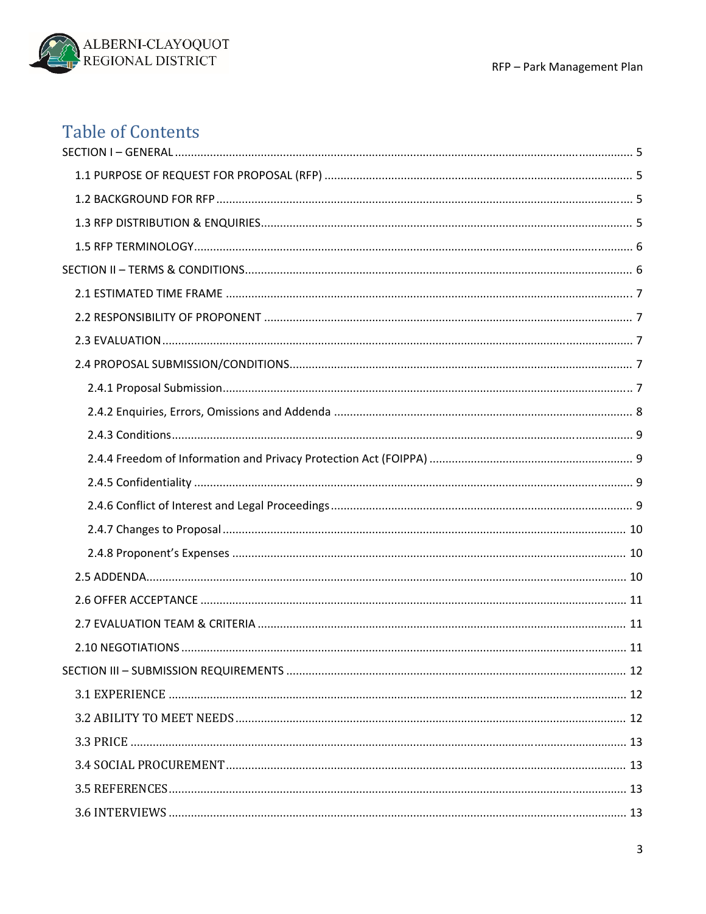# Table of Contents

SECTION I – GENERAL .......... 5

- 1.1 PURPOSE OF REQUEST FOR PROPOSAL (RFP) .......... 5
- 1.2 BACKGROUND FOR RFP .......... 5
- 1.3 RFP DISTRIBUTION & ENQUIRIES .......... 5
- 1.5 RFP TERMINOLOGY .......... 6

SECTION II – TERMS & CONDITIONS .......... 6

- 2.1 ESTIMATED TIME FRAME .......... 7
- 2.2 RESPONSIBILITY OF PROPONENT .......... 7
- 2.3 EVALUATION .......... 7
- 2.4 PROPOSAL SUBMISSION/CONDITIONS .......... 7
  - 2.4.1 Proposal Submission .......... 7
  - 2.4.2 Enquiries, Errors, Omissions and Addenda .......... 8
  - 2.4.3 Conditions .......... 9
  - 2.4.4 Freedom of Information and Privacy Protection Act (FOIPPA) .......... 9
  - 2.4.5 Confidentiality .......... 9
  - 2.4.6 Conflict of Interest and Legal Proceedings .......... 9
  - 2.4.7 Changes to Proposal .......... 10
  - 2.4.8 Proponent's Expenses .......... 10
- 2.5 ADDENDA .......... 10
- 2.6 OFFER ACCEPTANCE .......... 11
- 2.7 EVALUATION TEAM & CRITERIA .......... 11
- 2.10 NEGOTIATIONS .......... 11

SECTION III – SUBMISSION REQUIREMENTS .......... 12

- 3.1 EXPERIENCE .......... 12
- 3.2 ABILITY TO MEET NEEDS .......... 12
- 3.3 PRICE .......... 13
- 3.4 SOCIAL PROCUREMENT .......... 13
- 3.5 REFERENCES .......... 13
- 3.6 INTERVIEWS .......... 13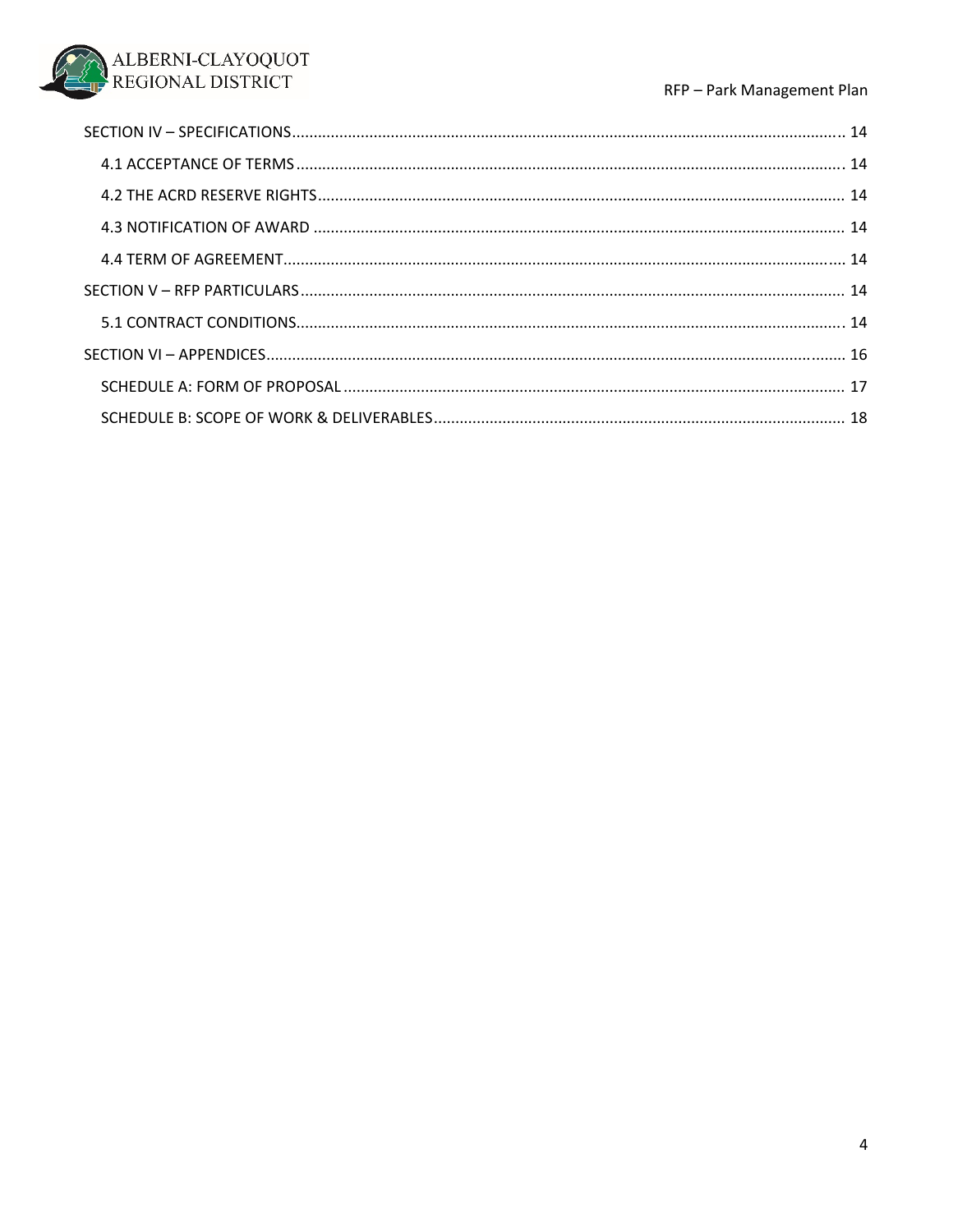SECTION IV – SPECIFICATIONS ........ 14

- 4.1 ACCEPTANCE OF TERMS ........ 14
- 4.2 THE ACRD RESERVE RIGHTS ........ 14
- 4.3 NOTIFICATION OF AWARD ........ 14
- 4.4 TERM OF AGREEMENT ........ 14

SECTION V – RFP PARTICULARS ........ 14

- 5.1 CONTRACT CONDITIONS ........ 14

SECTION VI – APPENDICES ........ 16

- SCHEDULE A: FORM OF PROPOSAL ........ 17
- SCHEDULE B: SCOPE OF WORK & DELIVERABLES ........ 18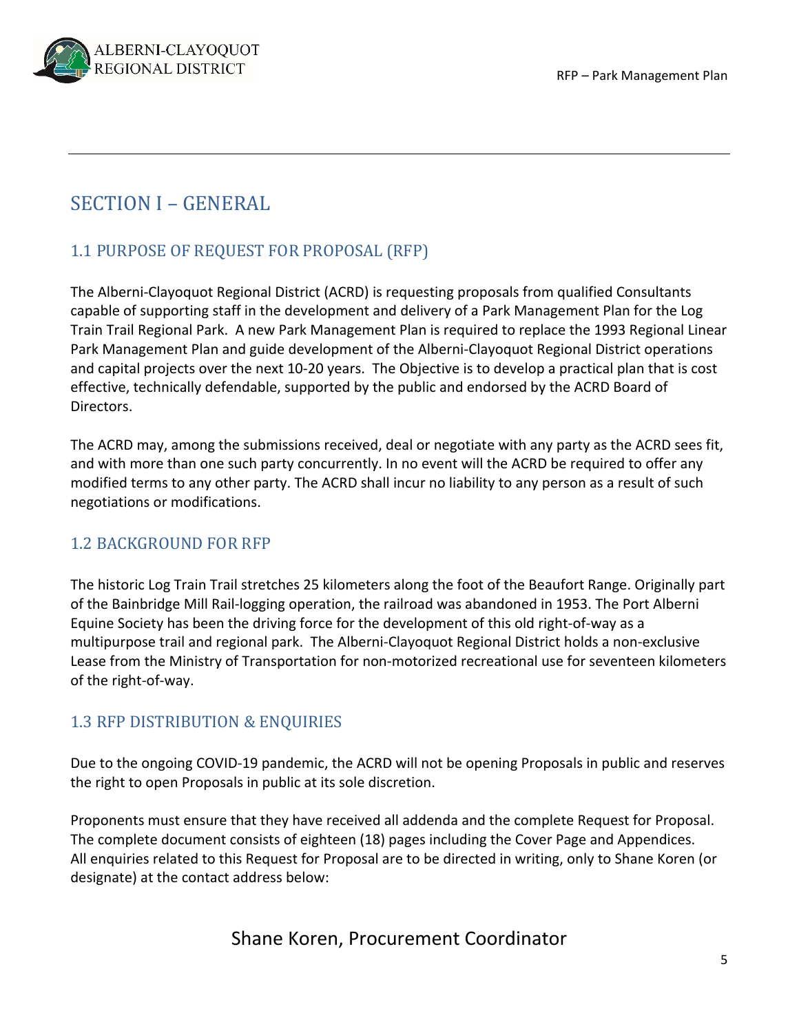# SECTION I – GENERAL

## 1.1 PURPOSE OF REQUEST FOR PROPOSAL (RFP)

The Alberni-Clayoquot Regional District (ACRD) is requesting proposals from qualified Consultants capable of supporting staff in the development and delivery of a Park Management Plan for the Log Train Trail Regional Park. A new Park Management Plan is required to replace the 1993 Regional Linear Park Management Plan and guide development of the Alberni-Clayoquot Regional District operations and capital projects over the next 10-20 years. The Objective is to develop a practical plan that is cost effective, technically defendable, supported by the public and endorsed by the ACRD Board of Directors.

The ACRD may, among the submissions received, deal or negotiate with any party as the ACRD sees fit, and with more than one such party concurrently. In no event will the ACRD be required to offer any modified terms to any other party. The ACRD shall incur no liability to any person as a result of such negotiations or modifications.

## 1.2 BACKGROUND FOR RFP

The historic Log Train Trail stretches 25 kilometers along the foot of the Beaufort Range. Originally part of the Bainbridge Mill Rail-logging operation, the railroad was abandoned in 1953. The Port Alberni Equine Society has been the driving force for the development of this old right-of-way as a multipurpose trail and regional park. The Alberni-Clayoquot Regional District holds a non-exclusive Lease from the Ministry of Transportation for non-motorized recreational use for seventeen kilometers of the right-of-way.

## 1.3 RFP DISTRIBUTION & ENQUIRIES

Due to the ongoing COVID-19 pandemic, the ACRD will not be opening Proposals in public and reserves the right to open Proposals in public at its sole discretion.

Proponents must ensure that they have received all addenda and the complete Request for Proposal. The complete document consists of eighteen (18) pages including the Cover Page and Appendices. All enquiries related to this Request for Proposal are to be directed in writing, only to Shane Koren (or designate) at the contact address below:

Shane Koren, Procurement Coordinator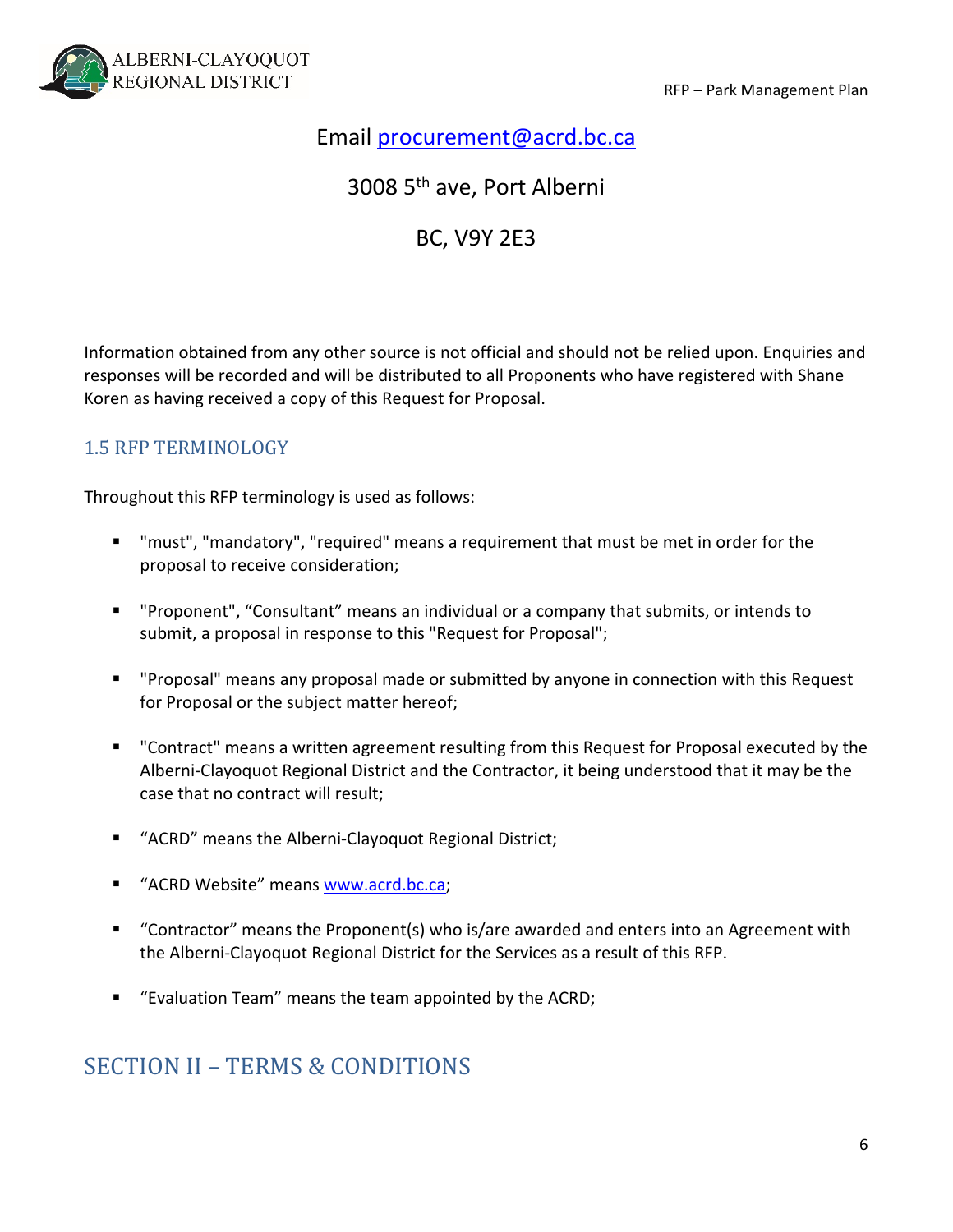Email procurement@acrd.bc.ca

3008 5th ave, Port Alberni

BC, V9Y 2E3

Information obtained from any other source is not official and should not be relied upon. Enquiries and responses will be recorded and will be distributed to all Proponents who have registered with Shane Koren as having received a copy of this Request for Proposal.

### 1.5 RFP TERMINOLOGY

Throughout this RFP terminology is used as follows:

- "must", "mandatory", "required" means a requirement that must be met in order for the proposal to receive consideration;
- "Proponent", "Consultant" means an individual or a company that submits, or intends to submit, a proposal in response to this "Request for Proposal";
- "Proposal" means any proposal made or submitted by anyone in connection with this Request for Proposal or the subject matter hereof;
- "Contract" means a written agreement resulting from this Request for Proposal executed by the Alberni-Clayoquot Regional District and the Contractor, it being understood that it may be the case that no contract will result;
- "ACRD" means the Alberni-Clayoquot Regional District;
- "ACRD Website" means www.acrd.bc.ca;
- "Contractor" means the Proponent(s) who is/are awarded and enters into an Agreement with the Alberni-Clayoquot Regional District for the Services as a result of this RFP.
- "Evaluation Team" means the team appointed by the ACRD;

## SECTION II – TERMS & CONDITIONS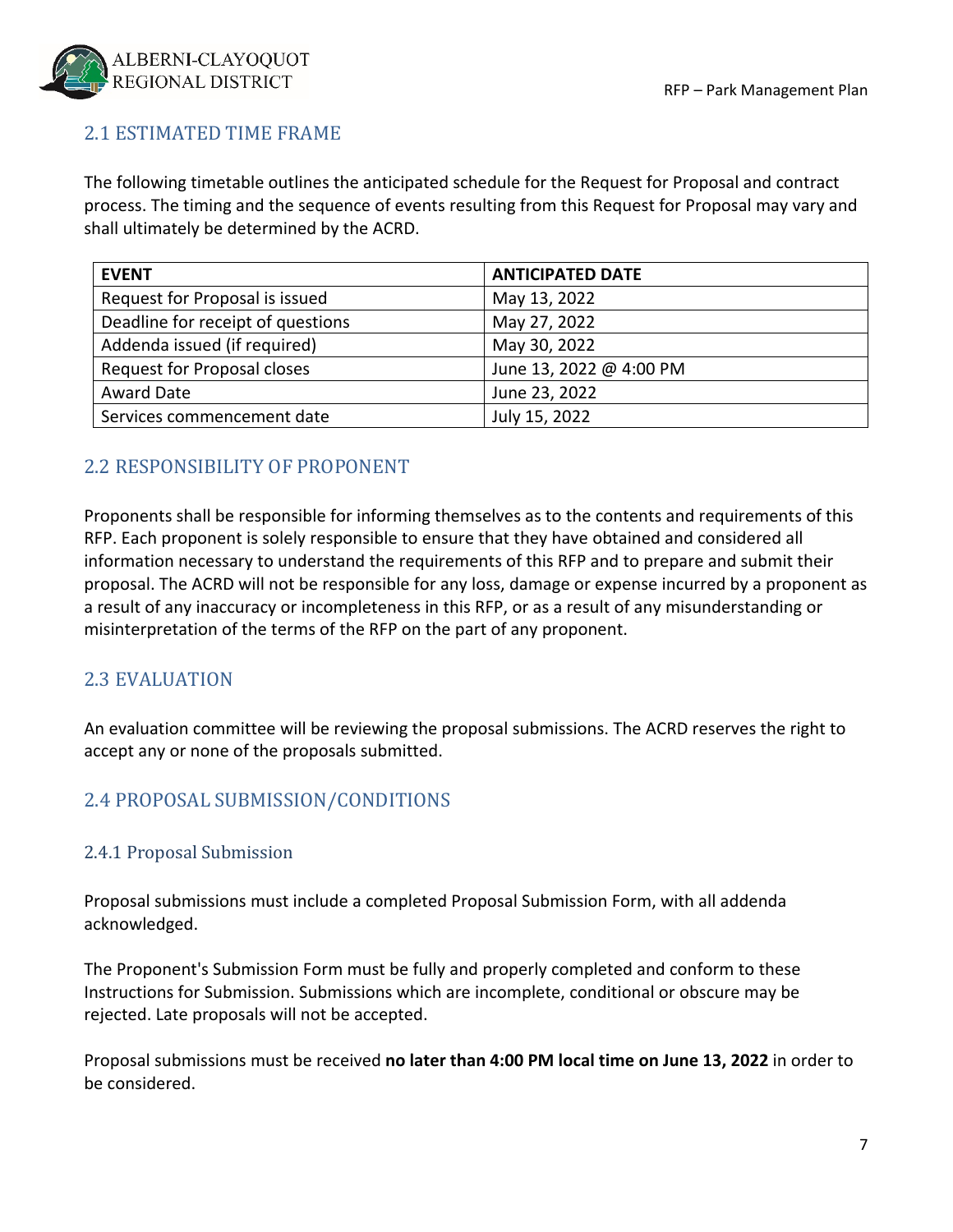## 2.1 ESTIMATED TIME FRAME

The following timetable outlines the anticipated schedule for the Request for Proposal and contract process. The timing and the sequence of events resulting from this Request for Proposal may vary and shall ultimately be determined by the ACRD.

| EVENT | ANTICIPATED DATE |
|---|---|
| Request for Proposal is issued | May 13, 2022 |
| Deadline for receipt of questions | May 27, 2022 |
| Addenda issued (if required) | May 30, 2022 |
| Request for Proposal closes | June 13, 2022 @ 4:00 PM |
| Award Date | June 23, 2022 |
| Services commencement date | July 15, 2022 |

## 2.2 RESPONSIBILITY OF PROPONENT

Proponents shall be responsible for informing themselves as to the contents and requirements of this RFP. Each proponent is solely responsible to ensure that they have obtained and considered all information necessary to understand the requirements of this RFP and to prepare and submit their proposal. The ACRD will not be responsible for any loss, damage or expense incurred by a proponent as a result of any inaccuracy or incompleteness in this RFP, or as a result of any misunderstanding or misinterpretation of the terms of the RFP on the part of any proponent.

## 2.3 EVALUATION

An evaluation committee will be reviewing the proposal submissions. The ACRD reserves the right to accept any or none of the proposals submitted.

## 2.4 PROPOSAL SUBMISSION/CONDITIONS

### 2.4.1 Proposal Submission

Proposal submissions must include a completed Proposal Submission Form, with all addenda acknowledged.

The Proponent's Submission Form must be fully and properly completed and conform to these Instructions for Submission. Submissions which are incomplete, conditional or obscure may be rejected. Late proposals will not be accepted.

Proposal submissions must be received **no later than 4:00 PM local time on June 13, 2022** in order to be considered.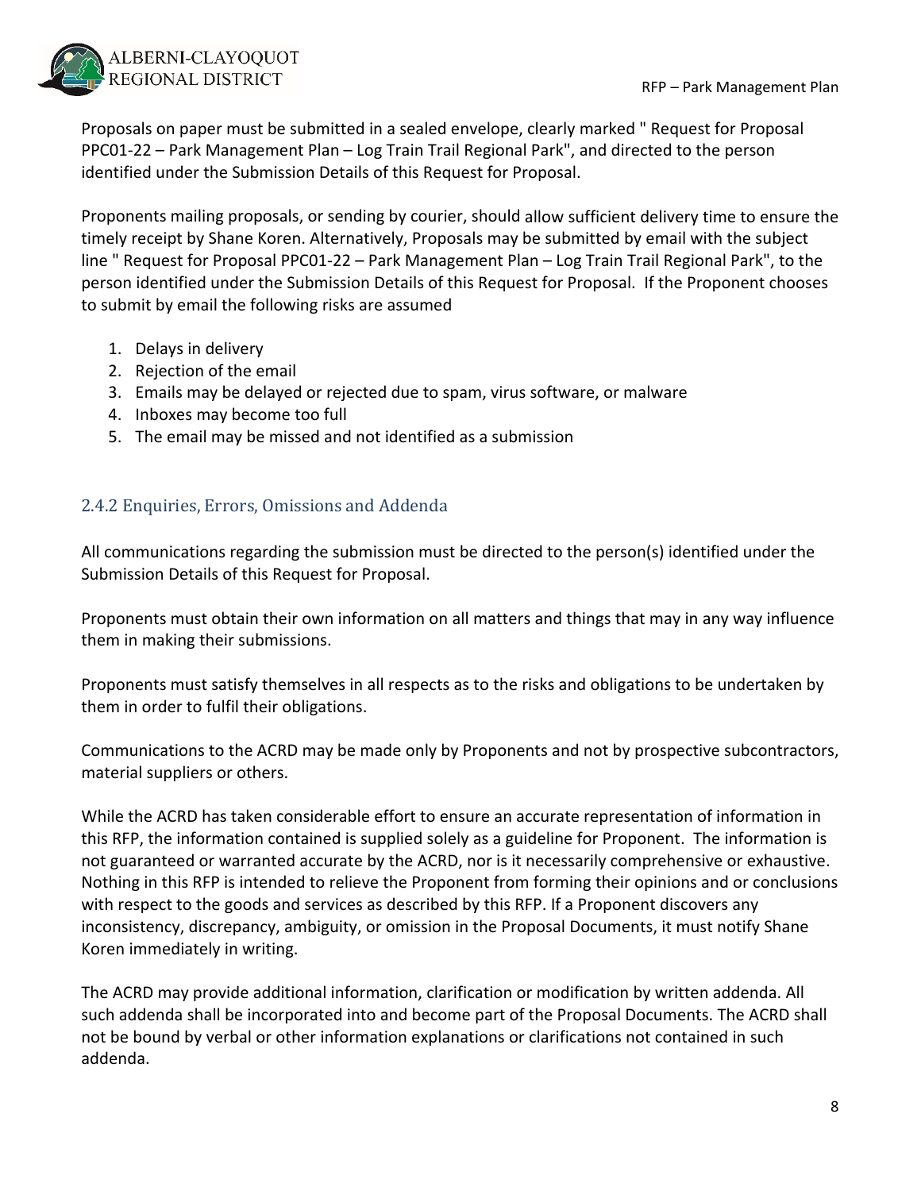Proposals on paper must be submitted in a sealed envelope, clearly marked " Request for Proposal PPC01-22 – Park Management Plan – Log Train Trail Regional Park", and directed to the person identified under the Submission Details of this Request for Proposal.

Proponents mailing proposals, or sending by courier, should allow sufficient delivery time to ensure the timely receipt by Shane Koren. Alternatively, Proposals may be submitted by email with the subject line " Request for Proposal PPC01-22 – Park Management Plan – Log Train Trail Regional Park", to the person identified under the Submission Details of this Request for Proposal. If the Proponent chooses to submit by email the following risks are assumed

1. Delays in delivery
2. Rejection of the email
3. Emails may be delayed or rejected due to spam, virus software, or malware
4. Inboxes may become too full
5. The email may be missed and not identified as a submission

### 2.4.2 Enquiries, Errors, Omissions and Addenda

All communications regarding the submission must be directed to the person(s) identified under the Submission Details of this Request for Proposal.

Proponents must obtain their own information on all matters and things that may in any way influence them in making their submissions.

Proponents must satisfy themselves in all respects as to the risks and obligations to be undertaken by them in order to fulfil their obligations.

Communications to the ACRD may be made only by Proponents and not by prospective subcontractors, material suppliers or others.

While the ACRD has taken considerable effort to ensure an accurate representation of information in this RFP, the information contained is supplied solely as a guideline for Proponent. The information is not guaranteed or warranted accurate by the ACRD, nor is it necessarily comprehensive or exhaustive. Nothing in this RFP is intended to relieve the Proponent from forming their opinions and or conclusions with respect to the goods and services as described by this RFP. If a Proponent discovers any inconsistency, discrepancy, ambiguity, or omission in the Proposal Documents, it must notify Shane Koren immediately in writing.

The ACRD may provide additional information, clarification or modification by written addenda. All such addenda shall be incorporated into and become part of the Proposal Documents. The ACRD shall not be bound by verbal or other information explanations or clarifications not contained in such addenda.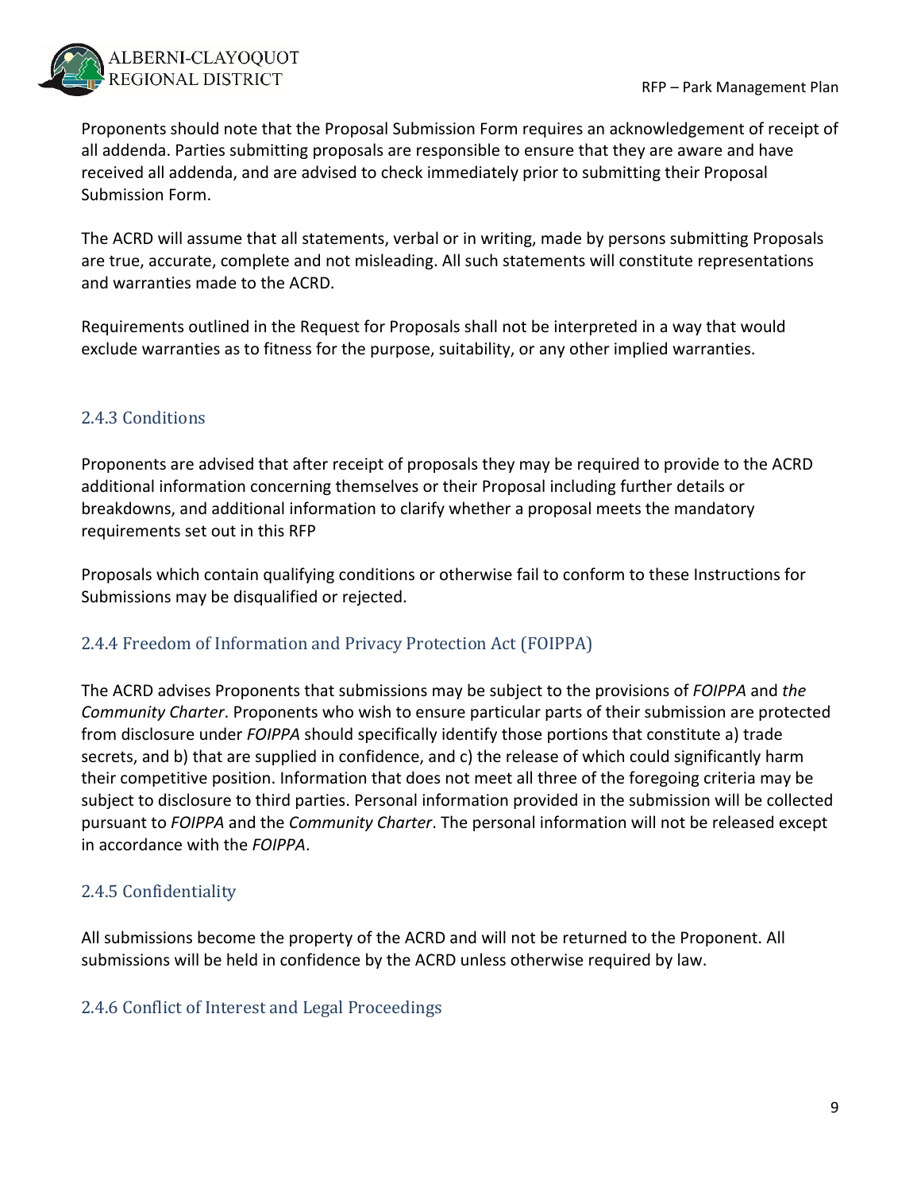Proponents should note that the Proposal Submission Form requires an acknowledgement of receipt of all addenda. Parties submitting proposals are responsible to ensure that they are aware and have received all addenda, and are advised to check immediately prior to submitting their Proposal Submission Form.

The ACRD will assume that all statements, verbal or in writing, made by persons submitting Proposals are true, accurate, complete and not misleading. All such statements will constitute representations and warranties made to the ACRD.

Requirements outlined in the Request for Proposals shall not be interpreted in a way that would exclude warranties as to fitness for the purpose, suitability, or any other implied warranties.

### 2.4.3 Conditions

Proponents are advised that after receipt of proposals they may be required to provide to the ACRD additional information concerning themselves or their Proposal including further details or breakdowns, and additional information to clarify whether a proposal meets the mandatory requirements set out in this RFP

Proposals which contain qualifying conditions or otherwise fail to conform to these Instructions for Submissions may be disqualified or rejected.

### 2.4.4 Freedom of Information and Privacy Protection Act (FOIPPA)

The ACRD advises Proponents that submissions may be subject to the provisions of *FOIPPA* and *the Community Charter*. Proponents who wish to ensure particular parts of their submission are protected from disclosure under *FOIPPA* should specifically identify those portions that constitute a) trade secrets, and b) that are supplied in confidence, and c) the release of which could significantly harm their competitive position. Information that does not meet all three of the foregoing criteria may be subject to disclosure to third parties. Personal information provided in the submission will be collected pursuant to *FOIPPA* and the *Community Charter*. The personal information will not be released except in accordance with the *FOIPPA*.

### 2.4.5 Confidentiality

All submissions become the property of the ACRD and will not be returned to the Proponent. All submissions will be held in confidence by the ACRD unless otherwise required by law.

### 2.4.6 Conflict of Interest and Legal Proceedings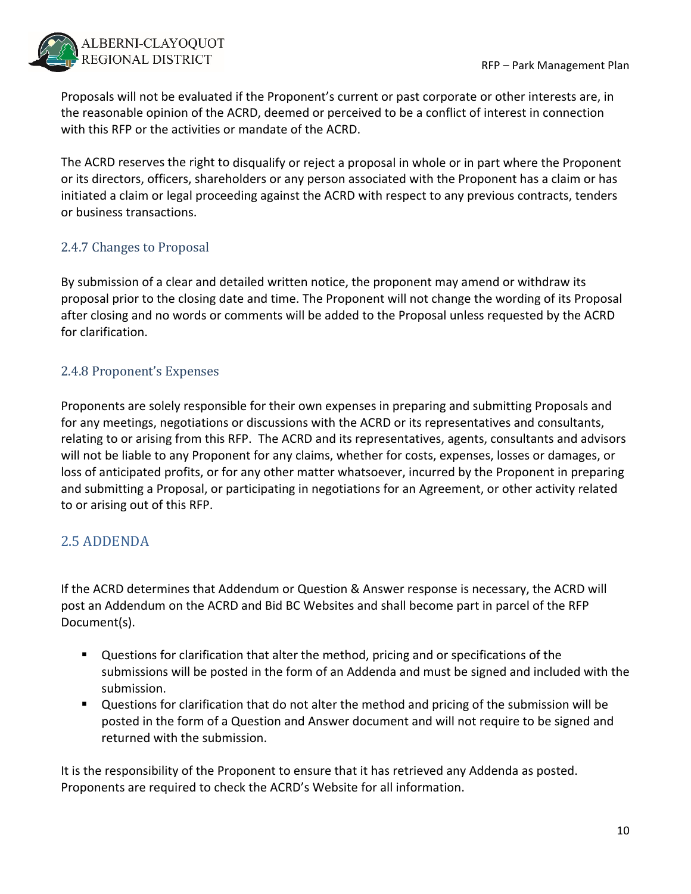Proposals will not be evaluated if the Proponent's current or past corporate or other interests are, in the reasonable opinion of the ACRD, deemed or perceived to be a conflict of interest in connection with this RFP or the activities or mandate of the ACRD.

The ACRD reserves the right to disqualify or reject a proposal in whole or in part where the Proponent or its directors, officers, shareholders or any person associated with the Proponent has a claim or has initiated a claim or legal proceeding against the ACRD with respect to any previous contracts, tenders or business transactions.

### 2.4.7 Changes to Proposal

By submission of a clear and detailed written notice, the proponent may amend or withdraw its proposal prior to the closing date and time. The Proponent will not change the wording of its Proposal after closing and no words or comments will be added to the Proposal unless requested by the ACRD for clarification.

### 2.4.8 Proponent's Expenses

Proponents are solely responsible for their own expenses in preparing and submitting Proposals and for any meetings, negotiations or discussions with the ACRD or its representatives and consultants, relating to or arising from this RFP. The ACRD and its representatives, agents, consultants and advisors will not be liable to any Proponent for any claims, whether for costs, expenses, losses or damages, or loss of anticipated profits, or for any other matter whatsoever, incurred by the Proponent in preparing and submitting a Proposal, or participating in negotiations for an Agreement, or other activity related to or arising out of this RFP.

## 2.5 ADDENDA

If the ACRD determines that Addendum or Question & Answer response is necessary, the ACRD will post an Addendum on the ACRD and Bid BC Websites and shall become part in parcel of the RFP Document(s).

- Questions for clarification that alter the method, pricing and or specifications of the submissions will be posted in the form of an Addenda and must be signed and included with the submission.
- Questions for clarification that do not alter the method and pricing of the submission will be posted in the form of a Question and Answer document and will not require to be signed and returned with the submission.

It is the responsibility of the Proponent to ensure that it has retrieved any Addenda as posted. Proponents are required to check the ACRD's Website for all information.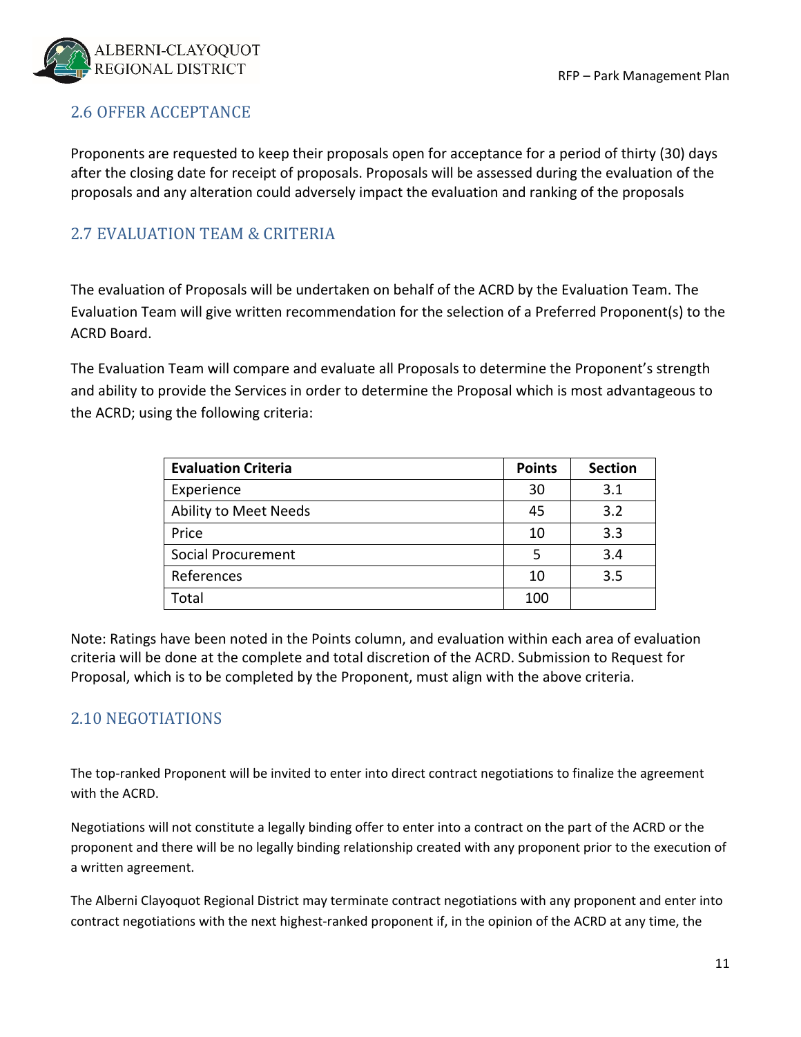## 2.6 OFFER ACCEPTANCE

Proponents are requested to keep their proposals open for acceptance for a period of thirty (30) days after the closing date for receipt of proposals. Proposals will be assessed during the evaluation of the proposals and any alteration could adversely impact the evaluation and ranking of the proposals

## 2.7 EVALUATION TEAM & CRITERIA

The evaluation of Proposals will be undertaken on behalf of the ACRD by the Evaluation Team. The Evaluation Team will give written recommendation for the selection of a Preferred Proponent(s) to the ACRD Board.

The Evaluation Team will compare and evaluate all Proposals to determine the Proponent's strength and ability to provide the Services in order to determine the Proposal which is most advantageous to the ACRD; using the following criteria:

| Evaluation Criteria | Points | Section |
|---|---|---|
| Experience | 30 | 3.1 |
| Ability to Meet Needs | 45 | 3.2 |
| Price | 10 | 3.3 |
| Social Procurement | 5 | 3.4 |
| References | 10 | 3.5 |
| Total | 100 | |

Note: Ratings have been noted in the Points column, and evaluation within each area of evaluation criteria will be done at the complete and total discretion of the ACRD. Submission to Request for Proposal, which is to be completed by the Proponent, must align with the above criteria.

## 2.10 NEGOTIATIONS

The top-ranked Proponent will be invited to enter into direct contract negotiations to finalize the agreement with the ACRD.

Negotiations will not constitute a legally binding offer to enter into a contract on the part of the ACRD or the proponent and there will be no legally binding relationship created with any proponent prior to the execution of a written agreement.

The Alberni Clayoquot Regional District may terminate contract negotiations with any proponent and enter into contract negotiations with the next highest-ranked proponent if, in the opinion of the ACRD at any time, the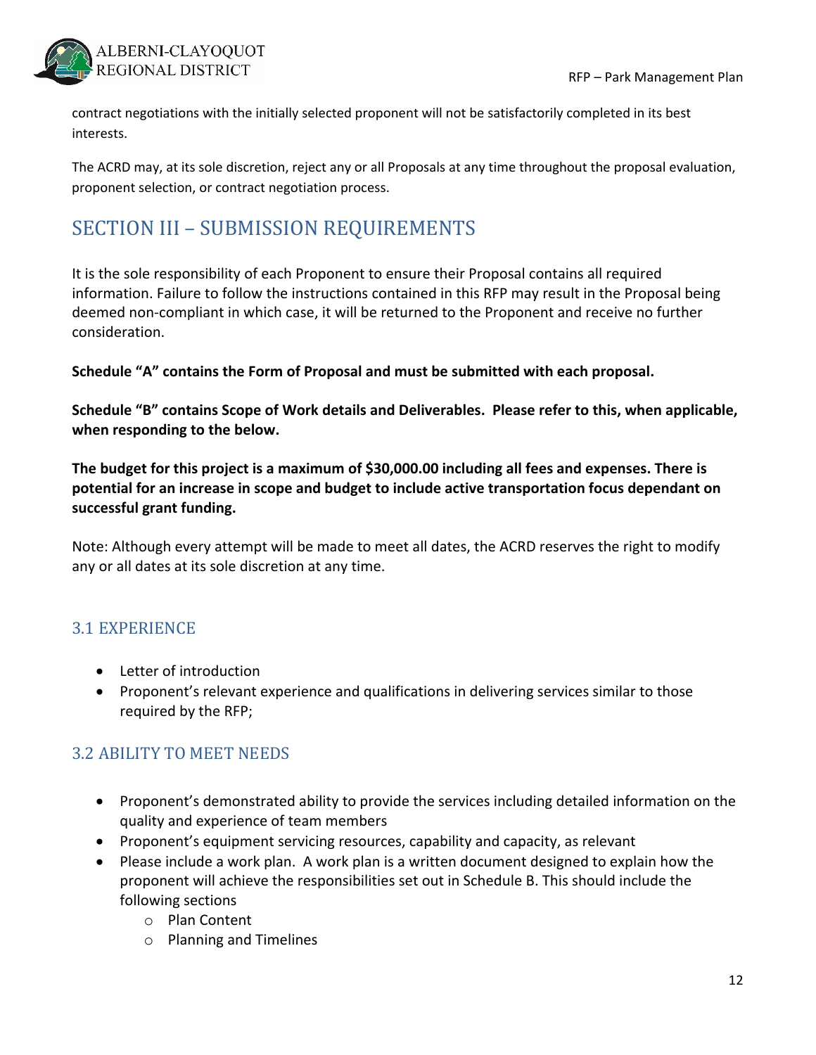contract negotiations with the initially selected proponent will not be satisfactorily completed in its best interests.

The ACRD may, at its sole discretion, reject any or all Proposals at any time throughout the proposal evaluation, proponent selection, or contract negotiation process.

# SECTION III – SUBMISSION REQUIREMENTS

It is the sole responsibility of each Proponent to ensure their Proposal contains all required information. Failure to follow the instructions contained in this RFP may result in the Proposal being deemed non-compliant in which case, it will be returned to the Proponent and receive no further consideration.

**Schedule "A" contains the Form of Proposal and must be submitted with each proposal.**

**Schedule "B" contains Scope of Work details and Deliverables. Please refer to this, when applicable, when responding to the below.**

**The budget for this project is a maximum of $30,000.00 including all fees and expenses. There is potential for an increase in scope and budget to include active transportation focus dependant on successful grant funding.**

Note: Although every attempt will be made to meet all dates, the ACRD reserves the right to modify any or all dates at its sole discretion at any time.

## 3.1 EXPERIENCE

- Letter of introduction
- Proponent's relevant experience and qualifications in delivering services similar to those required by the RFP;

## 3.2 ABILITY TO MEET NEEDS

- Proponent's demonstrated ability to provide the services including detailed information on the quality and experience of team members
- Proponent's equipment servicing resources, capability and capacity, as relevant
- Please include a work plan. A work plan is a written document designed to explain how the proponent will achieve the responsibilities set out in Schedule B. This should include the following sections
  - Plan Content
  - Planning and Timelines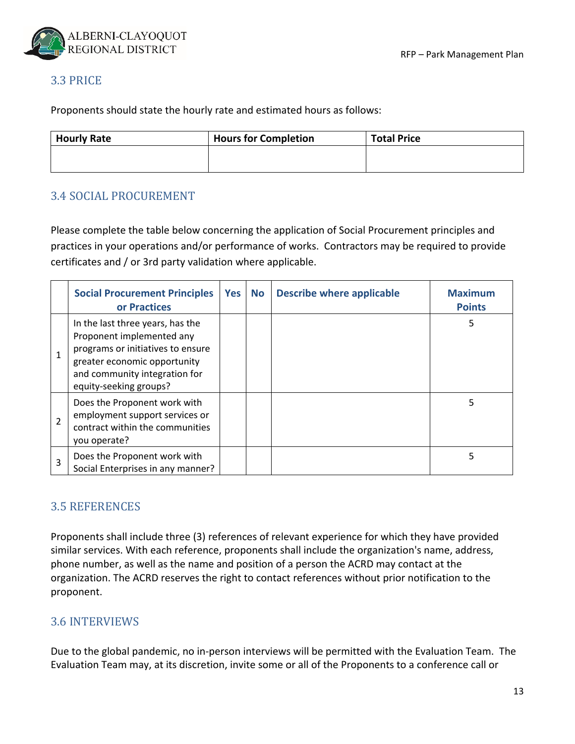## 3.3 PRICE

Proponents should state the hourly rate and estimated hours as follows:

| Hourly Rate | Hours for Completion | Total Price |
|---|---|---|
| | | |

## 3.4 SOCIAL PROCUREMENT

Please complete the table below concerning the application of Social Procurement principles and practices in your operations and/or performance of works. Contractors may be required to provide certificates and / or 3rd party validation where applicable.

| | Social Procurement Principles or Practices | Yes | No | Describe where applicable | Maximum Points |
|---|---|---|---|---|---|
| 1 | In the last three years, has the Proponent implemented any programs or initiatives to ensure greater economic opportunity and community integration for equity-seeking groups? | | | | 5 |
| 2 | Does the Proponent work with employment support services or contract within the communities you operate? | | | | 5 |
| 3 | Does the Proponent work with Social Enterprises in any manner? | | | | 5 |

## 3.5 REFERENCES

Proponents shall include three (3) references of relevant experience for which they have provided similar services. With each reference, proponents shall include the organization's name, address, phone number, as well as the name and position of a person the ACRD may contact at the organization. The ACRD reserves the right to contact references without prior notification to the proponent.

## 3.6 INTERVIEWS

Due to the global pandemic, no in-person interviews will be permitted with the Evaluation Team. The Evaluation Team may, at its discretion, invite some or all of the Proponents to a conference call or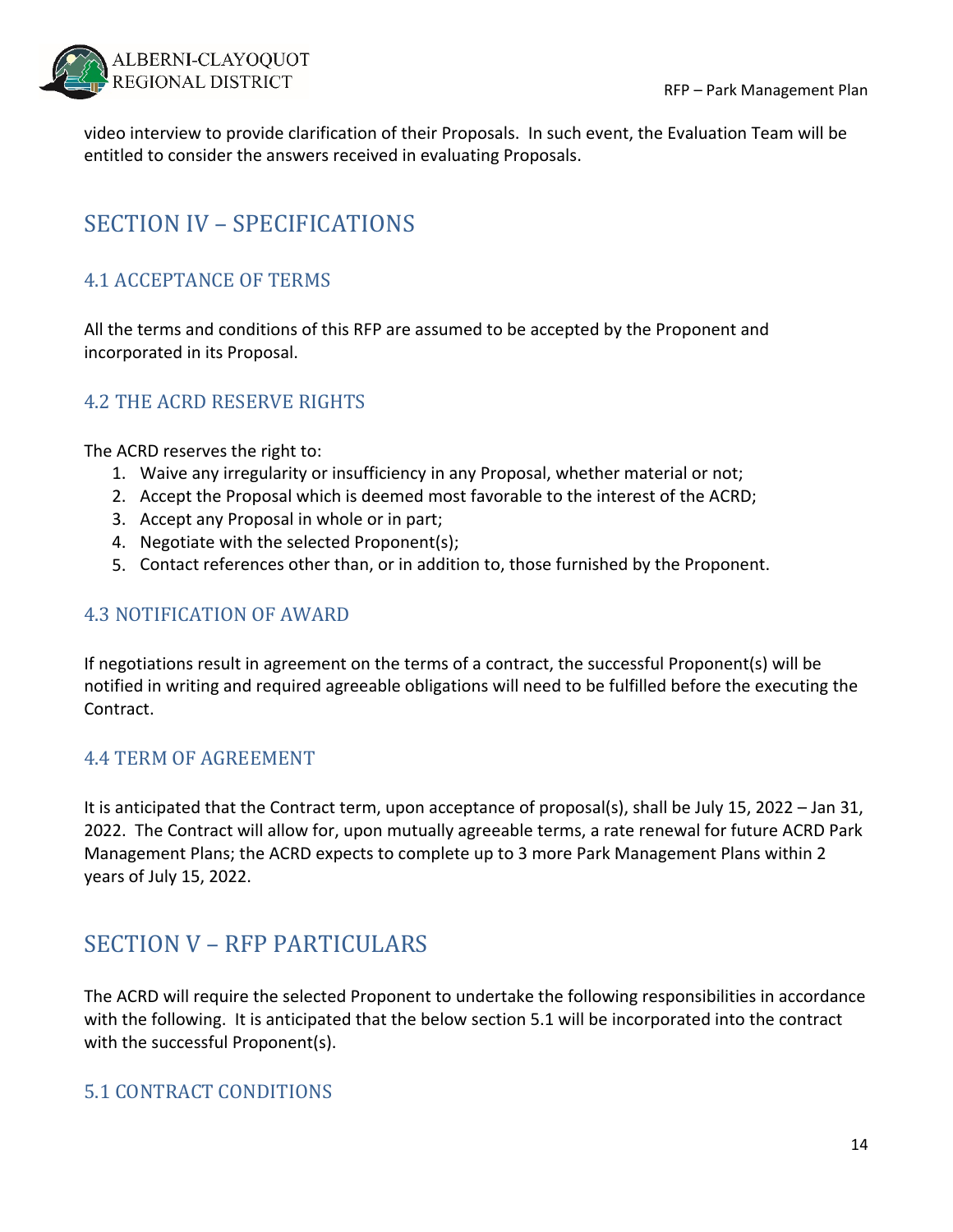video interview to provide clarification of their Proposals. In such event, the Evaluation Team will be entitled to consider the answers received in evaluating Proposals.

# SECTION IV – SPECIFICATIONS

## 4.1 ACCEPTANCE OF TERMS

All the terms and conditions of this RFP are assumed to be accepted by the Proponent and incorporated in its Proposal.

## 4.2 THE ACRD RESERVE RIGHTS

The ACRD reserves the right to:

1. Waive any irregularity or insufficiency in any Proposal, whether material or not;
2. Accept the Proposal which is deemed most favorable to the interest of the ACRD;
3. Accept any Proposal in whole or in part;
4. Negotiate with the selected Proponent(s);
5. Contact references other than, or in addition to, those furnished by the Proponent.

## 4.3 NOTIFICATION OF AWARD

If negotiations result in agreement on the terms of a contract, the successful Proponent(s) will be notified in writing and required agreeable obligations will need to be fulfilled before the executing the Contract.

## 4.4 TERM OF AGREEMENT

It is anticipated that the Contract term, upon acceptance of proposal(s), shall be July 15, 2022 – Jan 31, 2022. The Contract will allow for, upon mutually agreeable terms, a rate renewal for future ACRD Park Management Plans; the ACRD expects to complete up to 3 more Park Management Plans within 2 years of July 15, 2022.

# SECTION V – RFP PARTICULARS

The ACRD will require the selected Proponent to undertake the following responsibilities in accordance with the following. It is anticipated that the below section 5.1 will be incorporated into the contract with the successful Proponent(s).

## 5.1 CONTRACT CONDITIONS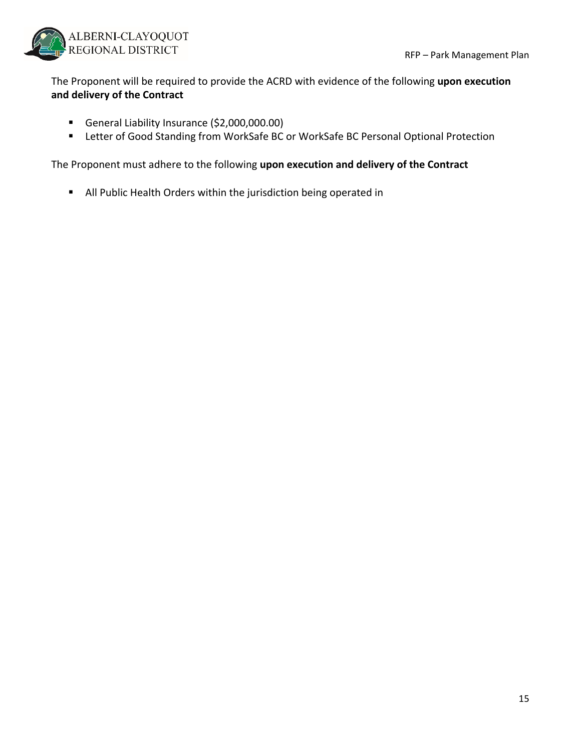The Proponent will be required to provide the ACRD with evidence of the following **upon execution and delivery of the Contract**

- General Liability Insurance ($2,000,000.00)
- Letter of Good Standing from WorkSafe BC or WorkSafe BC Personal Optional Protection

The Proponent must adhere to the following **upon execution and delivery of the Contract**

- All Public Health Orders within the jurisdiction being operated in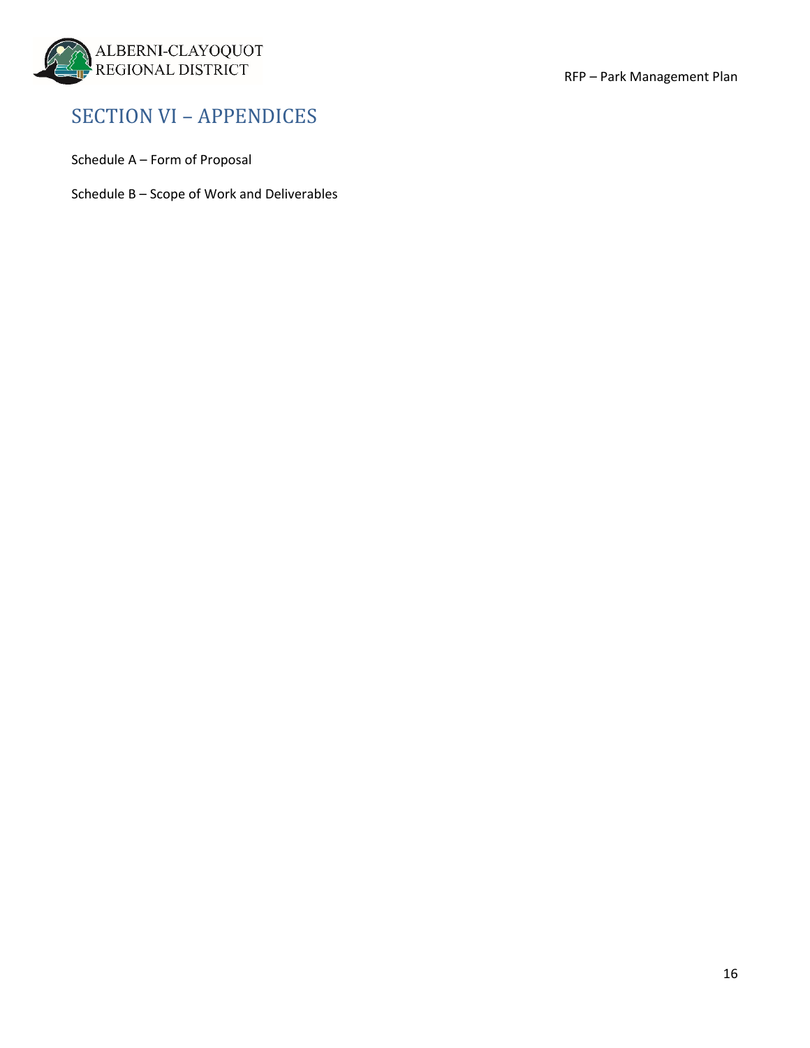# SECTION VI – APPENDICES

Schedule A – Form of Proposal

Schedule B – Scope of Work and Deliverables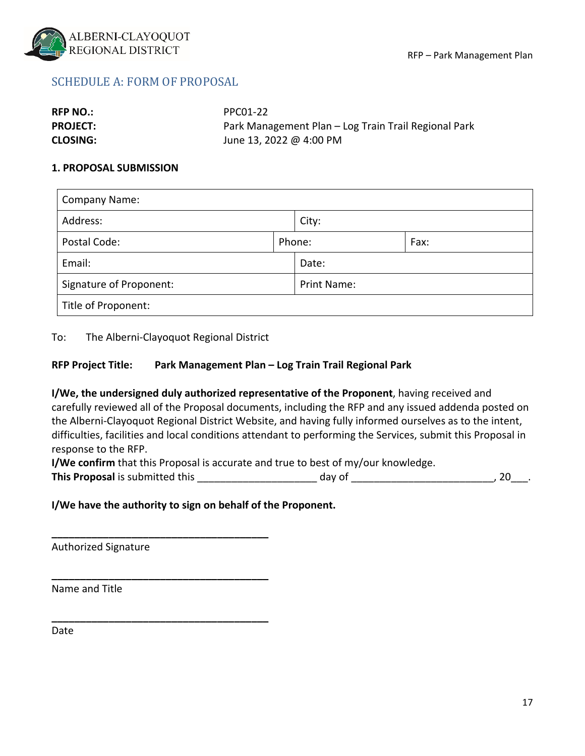## SCHEDULE A: FORM OF PROPOSAL

**RFP NO.:** PPC01-22
**PROJECT:** Park Management Plan – Log Train Trail Regional Park
**CLOSING:** June 13, 2022 @ 4:00 PM

### 1. PROPOSAL SUBMISSION

| Company Name: | | |
|---|---|---|
| Address: | City: | |
| Postal Code: | Phone: | Fax: |
| Email: | Date: | |
| Signature of Proponent: | Print Name: | |
| Title of Proponent: | | |

To: The Alberni-Clayoquot Regional District

**RFP Project Title: Park Management Plan – Log Train Trail Regional Park**

**I/We, the undersigned duly authorized representative of the Proponent**, having received and carefully reviewed all of the Proposal documents, including the RFP and any issued addenda posted on the Alberni-Clayoquot Regional District Website, and having fully informed ourselves as to the intent, difficulties, facilities and local conditions attendant to performing the Services, submit this Proposal in response to the RFP.

**I/We confirm** that this Proposal is accurate and true to best of my/our knowledge.

**This Proposal** is submitted this ____________________ day of ________________________, 20___.

**I/We have the authority to sign on behalf of the Proponent.**

______________________________________
Authorized Signature

______________________________________
Name and Title

______________________________________
Date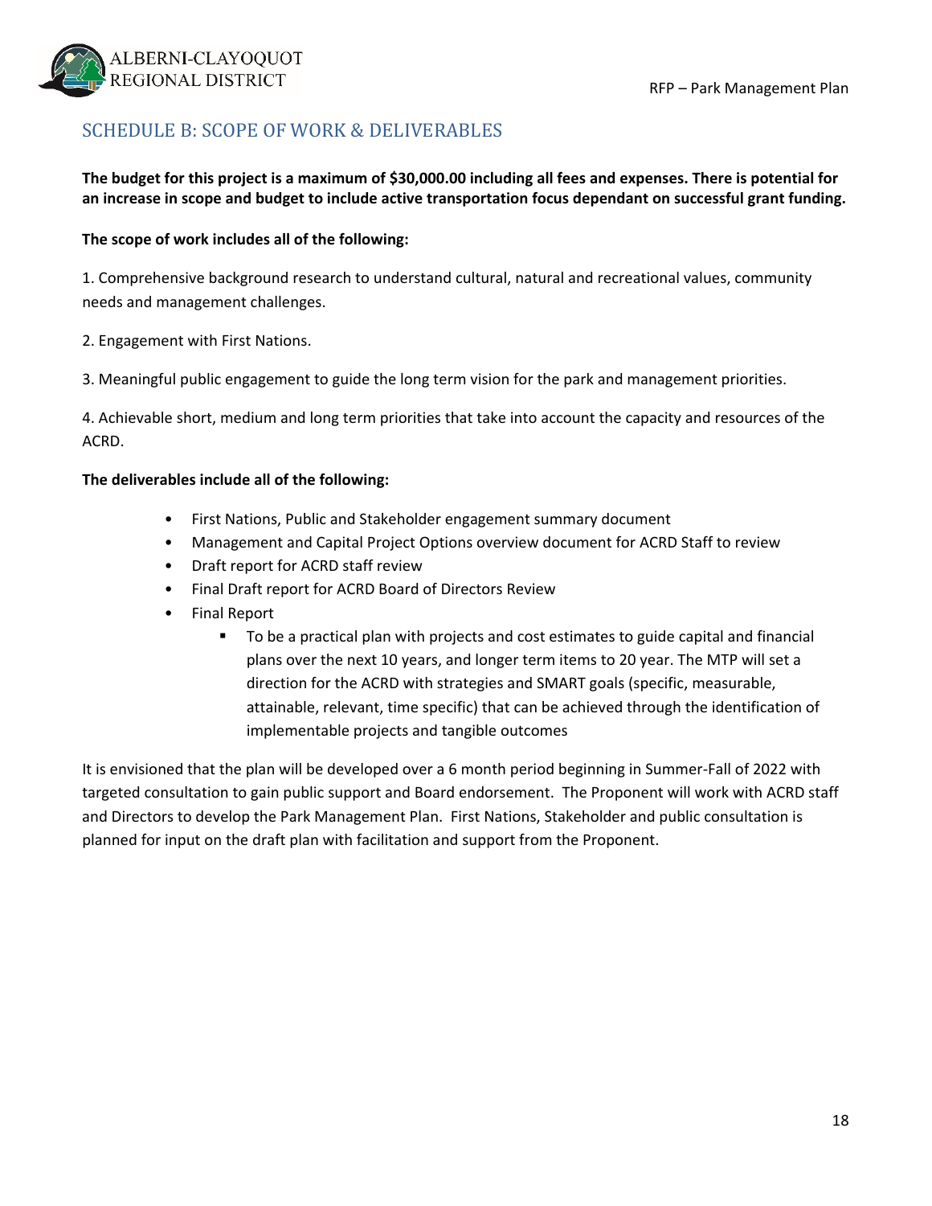## SCHEDULE B: SCOPE OF WORK & DELIVERABLES

**The budget for this project is a maximum of $30,000.00 including all fees and expenses. There is potential for an increase in scope and budget to include active transportation focus dependant on successful grant funding.**

**The scope of work includes all of the following:**

1. Comprehensive background research to understand cultural, natural and recreational values, community needs and management challenges.

2. Engagement with First Nations.

3. Meaningful public engagement to guide the long term vision for the park and management priorities.

4. Achievable short, medium and long term priorities that take into account the capacity and resources of the ACRD.

**The deliverables include all of the following:**

- First Nations, Public and Stakeholder engagement summary document
- Management and Capital Project Options overview document for ACRD Staff to review
- Draft report for ACRD staff review
- Final Draft report for ACRD Board of Directors Review
- Final Report
  - To be a practical plan with projects and cost estimates to guide capital and financial plans over the next 10 years, and longer term items to 20 year. The MTP will set a direction for the ACRD with strategies and SMART goals (specific, measurable, attainable, relevant, time specific) that can be achieved through the identification of implementable projects and tangible outcomes

It is envisioned that the plan will be developed over a 6 month period beginning in Summer-Fall of 2022 with targeted consultation to gain public support and Board endorsement. The Proponent will work with ACRD staff and Directors to develop the Park Management Plan. First Nations, Stakeholder and public consultation is planned for input on the draft plan with facilitation and support from the Proponent.